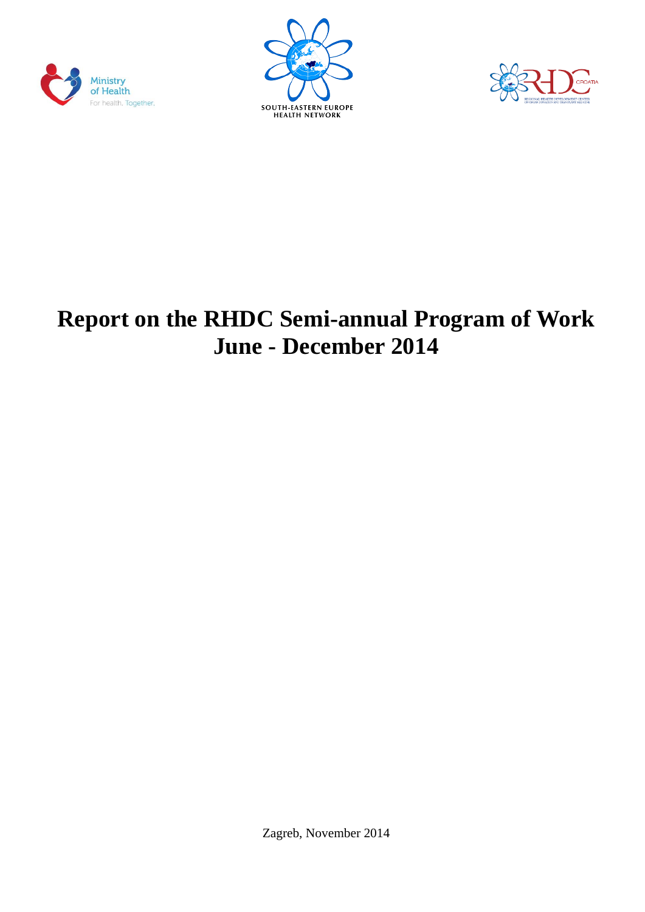# Report on the RHDC Semi-annual Program of Work June - December 2014

Zagreb, November 2014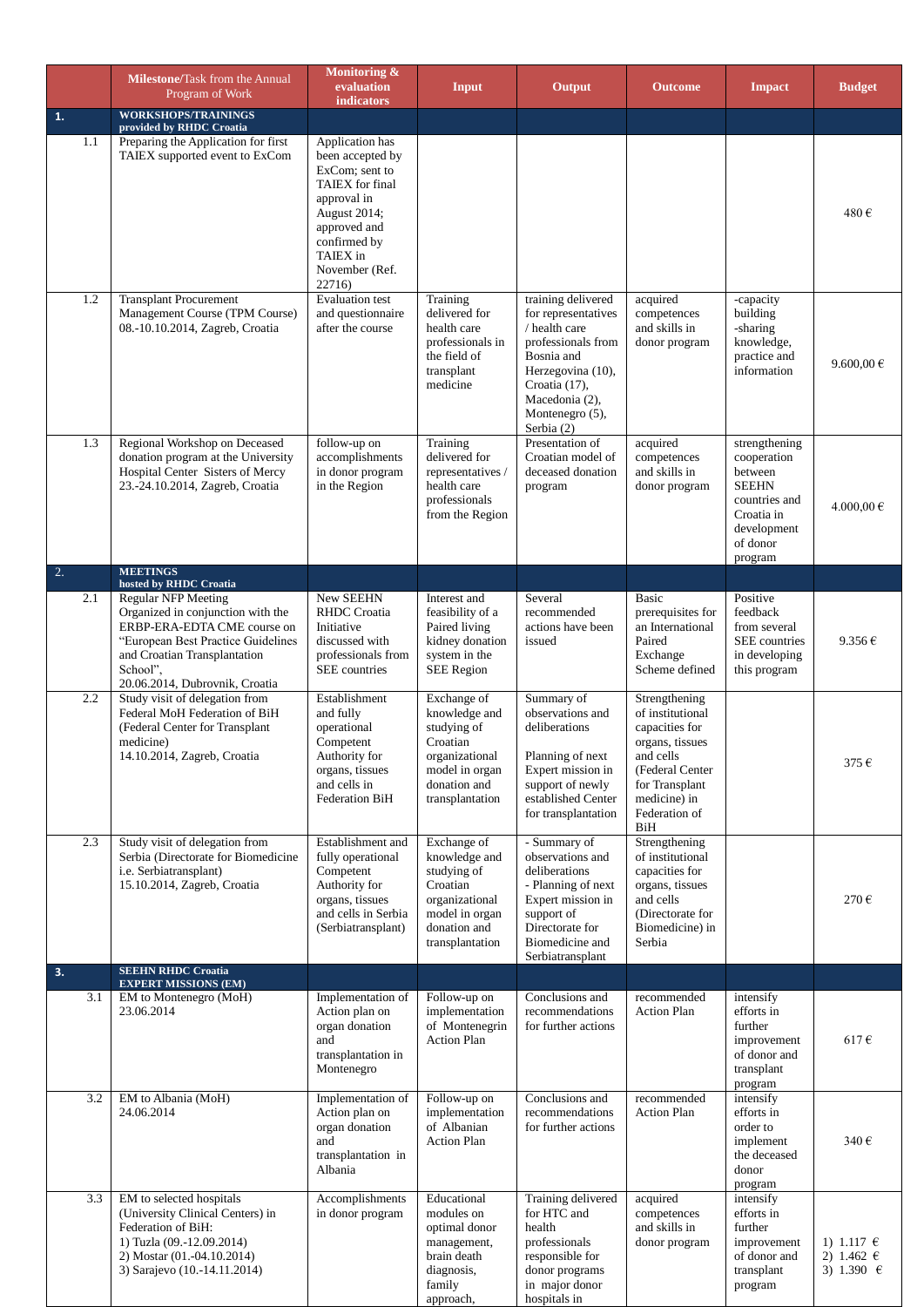| | **Milestone/**Task from the Annual Program of Work | **Monitoring & evaluation indicators** | **Input** | **Output** | **Outcome** | **Impact** | **Budget** |
|---|---|---|---|---|---|---|---|
| **1.** | **WORKSHOPS/TRAININGS provided by RHDC Croatia** | | | | | | |
| 1.1 | Preparing the Application for first TAIEX supported event to ExCom | Application has been accepted by ExCom; sent to TAIEX for final approval in August 2014; approved and confirmed by TAIEX in November (Ref. 22716) | | | | | 480 € |
| 1.2 | Transplant Procurement Management Course (TPM Course) 08.-10.10.2014, Zagreb, Croatia | Evaluation test and questionnaire after the course | Training delivered for health care professionals in the field of transplant medicine | training delivered for representatives / health care professionals from Bosnia and Herzegovina (10), Croatia (17), Macedonia (2), Montenegro (5), Serbia (2) | acquired competences and skills in donor program | -capacity building -sharing knowledge, practice and information | 9.600,00 € |
| 1.3 | Regional Workshop on Deceased donation program at the University Hospital Center Sisters of Mercy 23.-24.10.2014, Zagreb, Croatia | follow-up on accomplishments in donor program in the Region | Training delivered for representatives / health care professionals from the Region | Presentation of Croatian model of deceased donation program | acquired competences and skills in donor program | strengthening cooperation between SEEHN countries and Croatia in development of donor program | 4.000,00 € |
| 2. | **MEETINGS hosted by RHDC Croatia** | | | | | | |
| 2.1 | Regular NFP Meeting Organized in conjunction with the ERBP-ERA-EDTA CME course on "European Best Practice Guidelines and Croatian Transplantation School", 20.06.2014, Dubrovnik, Croatia | New SEEHN RHDC Croatia Initiative discussed with professionals from SEE countries | Interest and feasibility of a Paired living kidney donation system in the SEE Region | Several recommended actions have been issued | Basic prerequisites for an International Paired Exchange Scheme defined | Positive feedback from several SEE countries in developing this program | 9.356 € |
| 2.2 | Study visit of delegation from Federal MoH Federation of BiH (Federal Center for Transplant medicine) 14.10.2014, Zagreb, Croatia | Establishment and fully operational Competent Authority for organs, tissues and cells in Federation BiH | Exchange of knowledge and studying of Croatian organizational model in organ donation and transplantation | Summary of observations and deliberations<br><br>Planning of next Expert mission in support of newly established Center for transplantation | Strengthening of institutional capacities for organs, tissues and cells (Federal Center for Transplant medicine) in Federation of BiH | | 375 € |
| 2.3 | Study visit of delegation from Serbia (Directorate for Biomedicine i.e. Serbiatransplant) 15.10.2014, Zagreb, Croatia | Establishment and fully operational Competent Authority for organs, tissues and cells in Serbia (Serbiatransplant) | Exchange of knowledge and studying of Croatian organizational model in organ donation and transplantation | - Summary of observations and deliberations<br>- Planning of next Expert mission in support of Directorate for Biomedicine and Serbiatransplant | Strengthening of institutional capacities for organs, tissues and cells (Directorate for Biomedicine) in Serbia | | 270 € |
| **3.** | **SEEHN RHDC Croatia EXPERT MISSIONS (EM)** | | | | | | |
| 3.1 | EM to Montenegro (MoH) 23.06.2014 | Implementation of Action plan on organ donation and transplantation in Montenegro | Follow-up on implementation of Montenegrin Action Plan | Conclusions and recommendations for further actions | recommended Action Plan | intensify efforts in further improvement of donor and transplant program | 617 € |
| 3.2 | EM to Albania (MoH) 24.06.2014 | Implementation of Action plan on organ donation and transplantation in Albania | Follow-up on implementation of Albanian Action Plan | Conclusions and recommendations for further actions | recommended Action Plan | intensify efforts in order to implement the deceased donor program | 340 € |
| 3.3 | EM to selected hospitals (University Clinical Centers) in Federation of BiH:<br>1) Tuzla (09.-12.09.2014)<br>2) Mostar (01.-04.10.2014)<br>3) Sarajevo (10.-14.11.2014) | Accomplishments in donor program | Educational modules on optimal donor management, brain death diagnosis, family approach, | Training delivered for HTC and health professionals responsible for donor programs in major donor hospitals in | acquired competences and skills in donor program | intensify efforts in further improvement of donor and transplant program | 1) 1.117 €<br>2) 1.462 €<br>3) 1.390 € |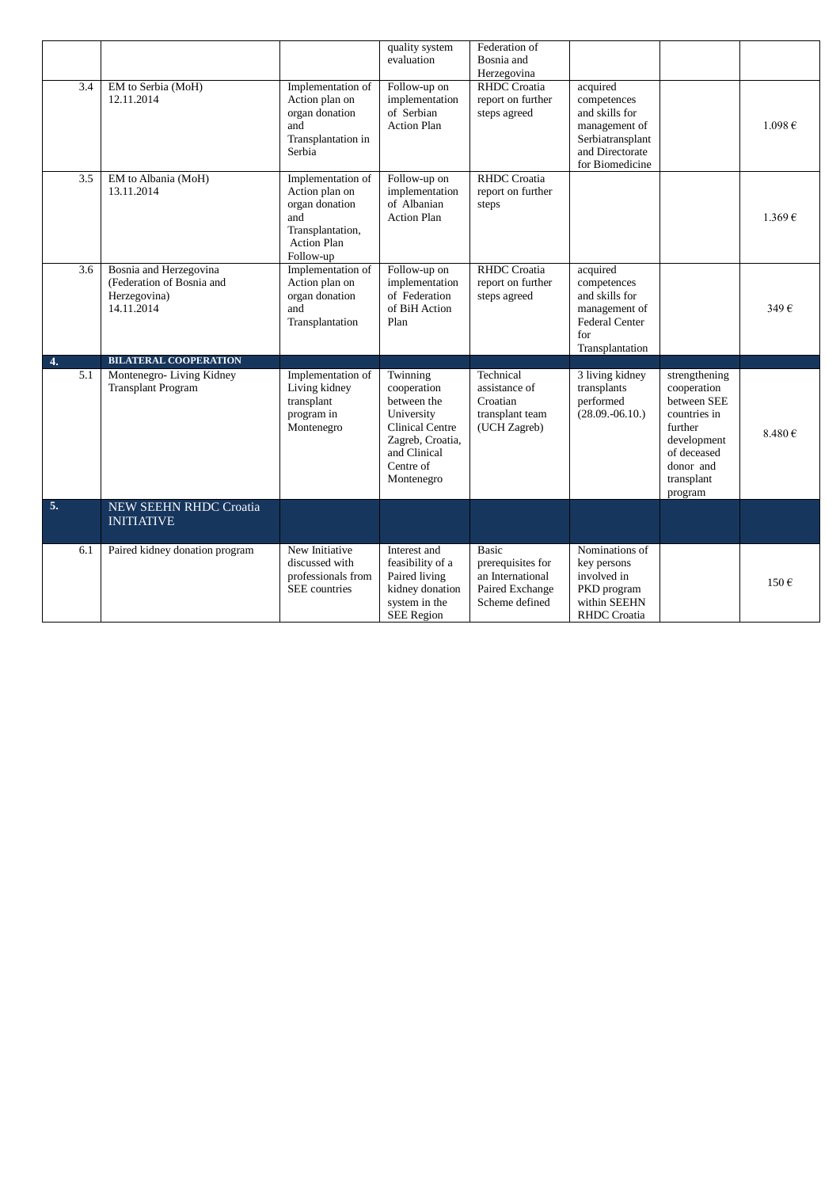| | | | | | | | |
|---|---|---|---|---|---|---|---|
| | | | quality system evaluation | Federation of Bosnia and Herzegovina | | | |
| 3.4 | EM to Serbia (MoH) 12.11.2014 | Implementation of Action plan on organ donation and Transplantation in Serbia | Follow-up on implementation of Serbian Action Plan | RHDC Croatia report on further steps agreed | acquired competences and skills for management of Serbiatransplant and Directorate for Biomedicine | | 1.098 € |
| 3.5 | EM to Albania (MoH) 13.11.2014 | Implementation of Action plan on organ donation and Transplantation, Action Plan Follow-up | Follow-up on implementation of Albanian Action Plan | RHDC Croatia report on further steps | | | 1.369 € |
| 3.6 | Bosnia and Herzegovina (Federation of Bosnia and Herzegovina) 14.11.2014 | Implementation of Action plan on organ donation and Transplantation | Follow-up on implementation of Federation of BiH Action Plan | RHDC Croatia report on further steps agreed | acquired competences and skills for management of Federal Center for Transplantation | | 349 € |
| **4.** | **BILATERAL COOPERATION** | | | | | | |
| 5.1 | Montenegro- Living Kidney Transplant Program | Implementation of Living kidney transplant program in Montenegro | Twinning cooperation between the University Clinical Centre Zagreb, Croatia, and Clinical Centre of Montenegro | Technical assistance of Croatian transplant team (UCH Zagreb) | 3 living kidney transplants performed (28.09.-06.10.) | strengthening cooperation between SEE countries in further development of deceased donor and transplant program | 8.480 € |
| **5.** | **NEW SEEHN RHDC Croatia INITIATIVE** | | | | | | |
| 6.1 | Paired kidney donation program | New Initiative discussed with professionals from SEE countries | Interest and feasibility of a Paired living kidney donation system in the SEE Region | Basic prerequisites for an International Paired Exchange Scheme defined | Nominations of key persons involved in PKD program within SEEHN RHDC Croatia | | 150 € |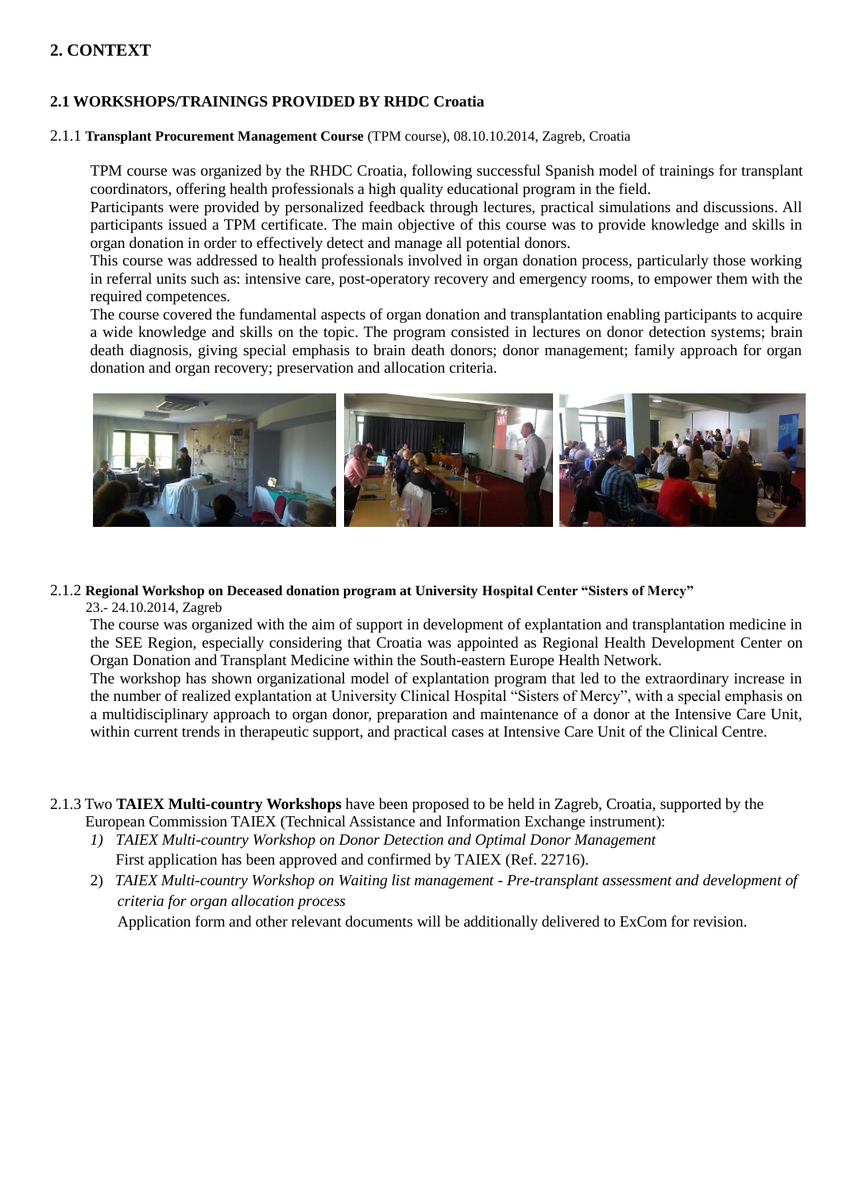## 2. CONTEXT

### 2.1 WORKSHOPS/TRAININGS PROVIDED BY RHDC Croatia

2.1.1 **Transplant Procurement Management Course** (TPM course), 08.10.10.2014, Zagreb, Croatia

TPM course was organized by the RHDC Croatia, following successful Spanish model of trainings for transplant coordinators, offering health professionals a high quality educational program in the field.

Participants were provided by personalized feedback through lectures, practical simulations and discussions. All participants issued a TPM certificate. The main objective of this course was to provide knowledge and skills in organ donation in order to effectively detect and manage all potential donors.

This course was addressed to health professionals involved in organ donation process, particularly those working in referral units such as: intensive care, post-operatory recovery and emergency rooms, to empower them with the required competences.

The course covered the fundamental aspects of organ donation and transplantation enabling participants to acquire a wide knowledge and skills on the topic. The program consisted in lectures on donor detection systems; brain death diagnosis, giving special emphasis to brain death donors; donor management; family approach for organ donation and organ recovery; preservation and allocation criteria.

2.1.2 **Regional Workshop on Deceased donation program at University Hospital Center "Sisters of Mercy"** 23.- 24.10.2014, Zagreb

The course was organized with the aim of support in development of explantation and transplantation medicine in the SEE Region, especially considering that Croatia was appointed as Regional Health Development Center on Organ Donation and Transplant Medicine within the South-eastern Europe Health Network.

The workshop has shown organizational model of explantation program that led to the extraordinary increase in the number of realized explantation at University Clinical Hospital "Sisters of Mercy", with a special emphasis on a multidisciplinary approach to organ donor, preparation and maintenance of a donor at the Intensive Care Unit, within current trends in therapeutic support, and practical cases at Intensive Care Unit of the Clinical Centre.

2.1.3 Two **TAIEX Multi-country Workshops** have been proposed to be held in Zagreb, Croatia, supported by the European Commission TAIEX (Technical Assistance and Information Exchange instrument):

1) *TAIEX Multi-country Workshop on Donor Detection and Optimal Donor Management*
   First application has been approved and confirmed by TAIEX (Ref. 22716).
2) *TAIEX Multi-country Workshop on Waiting list management - Pre-transplant assessment and development of criteria for organ allocation process*
   Application form and other relevant documents will be additionally delivered to ExCom for revision.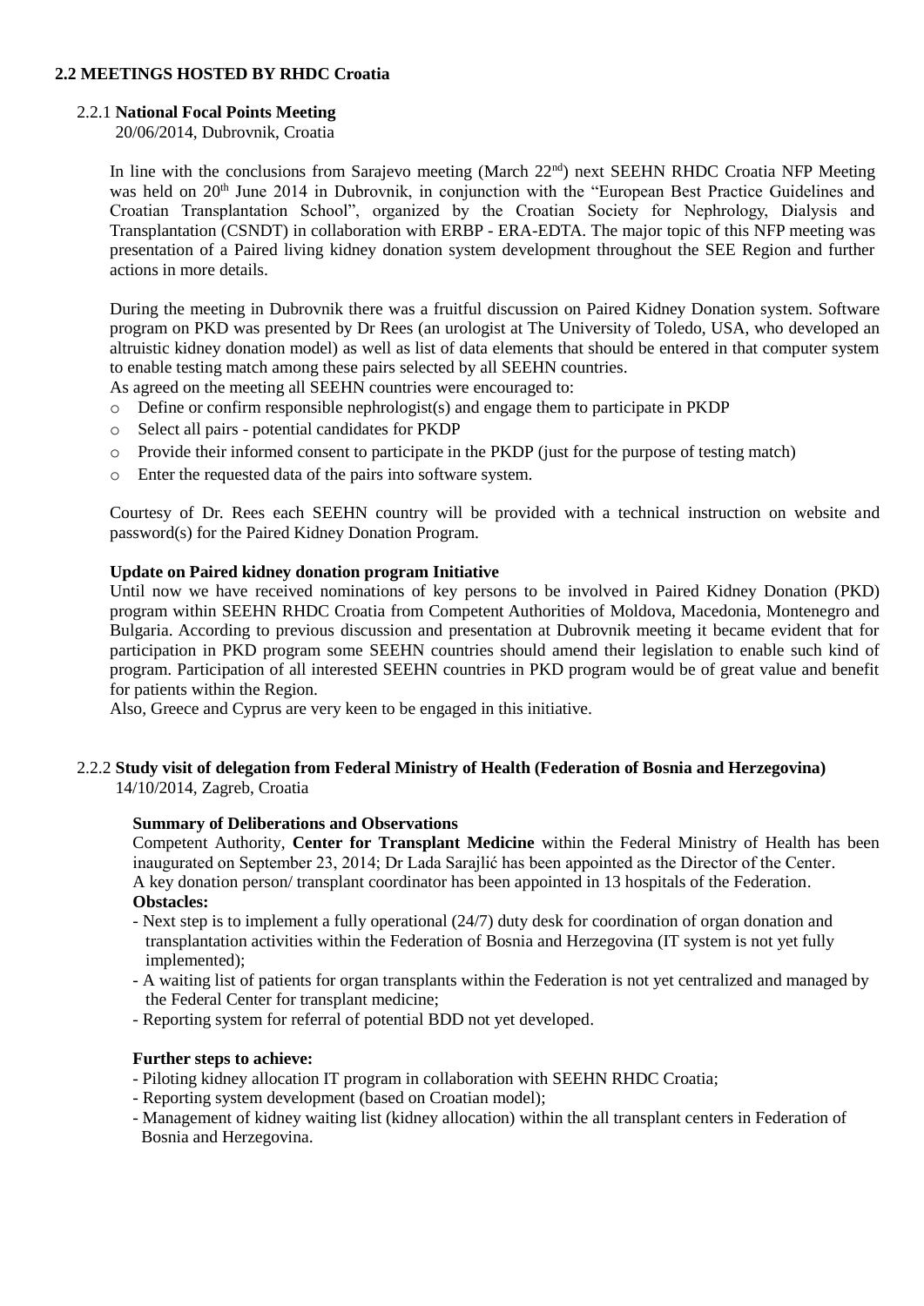## 2.2 MEETINGS HOSTED BY RHDC Croatia

### 2.2.1 National Focal Points Meeting

20/06/2014, Dubrovnik, Croatia

In line with the conclusions from Sarajevo meeting (March 22[nd]) next SEEHN RHDC Croatia NFP Meeting was held on 20[th] June 2014 in Dubrovnik, in conjunction with the "European Best Practice Guidelines and Croatian Transplantation School", organized by the Croatian Society for Nephrology, Dialysis and Transplantation (CSNDT) in collaboration with ERBP - ERA-EDTA. The major topic of this NFP meeting was presentation of a Paired living kidney donation system development throughout the SEE Region and further actions in more details.

During the meeting in Dubrovnik there was a fruitful discussion on Paired Kidney Donation system. Software program on PKD was presented by Dr Rees (an urologist at The University of Toledo, USA, who developed an altruistic kidney donation model) as well as list of data elements that should be entered in that computer system to enable testing match among these pairs selected by all SEEHN countries.

As agreed on the meeting all SEEHN countries were encouraged to:

- Define or confirm responsible nephrologist(s) and engage them to participate in PKDP
- Select all pairs - potential candidates for PKDP
- Provide their informed consent to participate in the PKDP (just for the purpose of testing match)
- Enter the requested data of the pairs into software system.

Courtesy of Dr. Rees each SEEHN country will be provided with a technical instruction on website and password(s) for the Paired Kidney Donation Program.

**Update on Paired kidney donation program Initiative**

Until now we have received nominations of key persons to be involved in Paired Kidney Donation (PKD) program within SEEHN RHDC Croatia from Competent Authorities of Moldova, Macedonia, Montenegro and Bulgaria. According to previous discussion and presentation at Dubrovnik meeting it became evident that for participation in PKD program some SEEHN countries should amend their legislation to enable such kind of program. Participation of all interested SEEHN countries in PKD program would be of great value and benefit for patients within the Region.

Also, Greece and Cyprus are very keen to be engaged in this initiative.

### 2.2.2 Study visit of delegation from Federal Ministry of Health (Federation of Bosnia and Herzegovina)

14/10/2014, Zagreb, Croatia

**Summary of Deliberations and Observations**

Competent Authority, **Center for Transplant Medicine** within the Federal Ministry of Health has been inaugurated on September 23, 2014; Dr Lada Sarajlić has been appointed as the Director of the Center.

A key donation person/ transplant coordinator has been appointed in 13 hospitals of the Federation.

**Obstacles:**

- Next step is to implement a fully operational (24/7) duty desk for coordination of organ donation and transplantation activities within the Federation of Bosnia and Herzegovina (IT system is not yet fully implemented);
- A waiting list of patients for organ transplants within the Federation is not yet centralized and managed by the Federal Center for transplant medicine;
- Reporting system for referral of potential BDD not yet developed.

**Further steps to achieve:**

- Piloting kidney allocation IT program in collaboration with SEEHN RHDC Croatia;
- Reporting system development (based on Croatian model);
- Management of kidney waiting list (kidney allocation) within the all transplant centers in Federation of Bosnia and Herzegovina.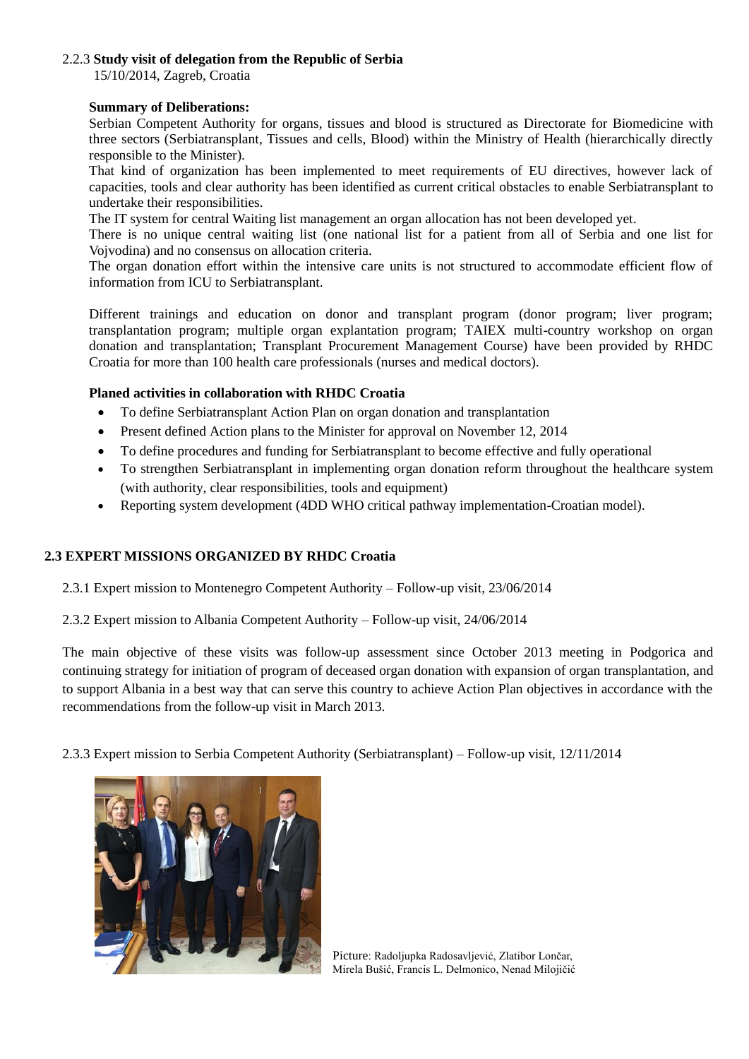2.2.3 **Study visit of delegation from the Republic of Serbia**
15/10/2014, Zagreb, Croatia

**Summary of Deliberations:**

Serbian Competent Authority for organs, tissues and blood is structured as Directorate for Biomedicine with three sectors (Serbiatransplant, Tissues and cells, Blood) within the Ministry of Health (hierarchically directly responsible to the Minister).

That kind of organization has been implemented to meet requirements of EU directives, however lack of capacities, tools and clear authority has been identified as current critical obstacles to enable Serbiatransplant to undertake their responsibilities.

The IT system for central Waiting list management an organ allocation has not been developed yet.

There is no unique central waiting list (one national list for a patient from all of Serbia and one list for Vojvodina) and no consensus on allocation criteria.

The organ donation effort within the intensive care units is not structured to accommodate efficient flow of information from ICU to Serbiatransplant.

Different trainings and education on donor and transplant program (donor program; liver program; transplantation program; multiple organ explantation program; TAIEX multi-country workshop on organ donation and transplantation; Transplant Procurement Management Course) have been provided by RHDC Croatia for more than 100 health care professionals (nurses and medical doctors).

**Planed activities in collaboration with RHDC Croatia**

- To define Serbiatransplant Action Plan on organ donation and transplantation
- Present defined Action plans to the Minister for approval on November 12, 2014
- To define procedures and funding for Serbiatransplant to become effective and fully operational
- To strengthen Serbiatransplant in implementing organ donation reform throughout the healthcare system (with authority, clear responsibilities, tools and equipment)
- Reporting system development (4DD WHO critical pathway implementation-Croatian model).

## 2.3 EXPERT MISSIONS ORGANIZED BY RHDC Croatia

2.3.1 Expert mission to Montenegro Competent Authority – Follow-up visit, 23/06/2014

2.3.2 Expert mission to Albania Competent Authority – Follow-up visit, 24/06/2014

The main objective of these visits was follow-up assessment since October 2013 meeting in Podgorica and continuing strategy for initiation of program of deceased organ donation with expansion of organ transplantation, and to support Albania in a best way that can serve this country to achieve Action Plan objectives in accordance with the recommendations from the follow-up visit in March 2013.

2.3.3 Expert mission to Serbia Competent Authority (Serbiatransplant) – Follow-up visit, 12/11/2014

Picture: Radoljupka Radosavljević, Zlatibor Lončar, Mirela Bušić, Francis L. Delmonico, Nenad Milojičić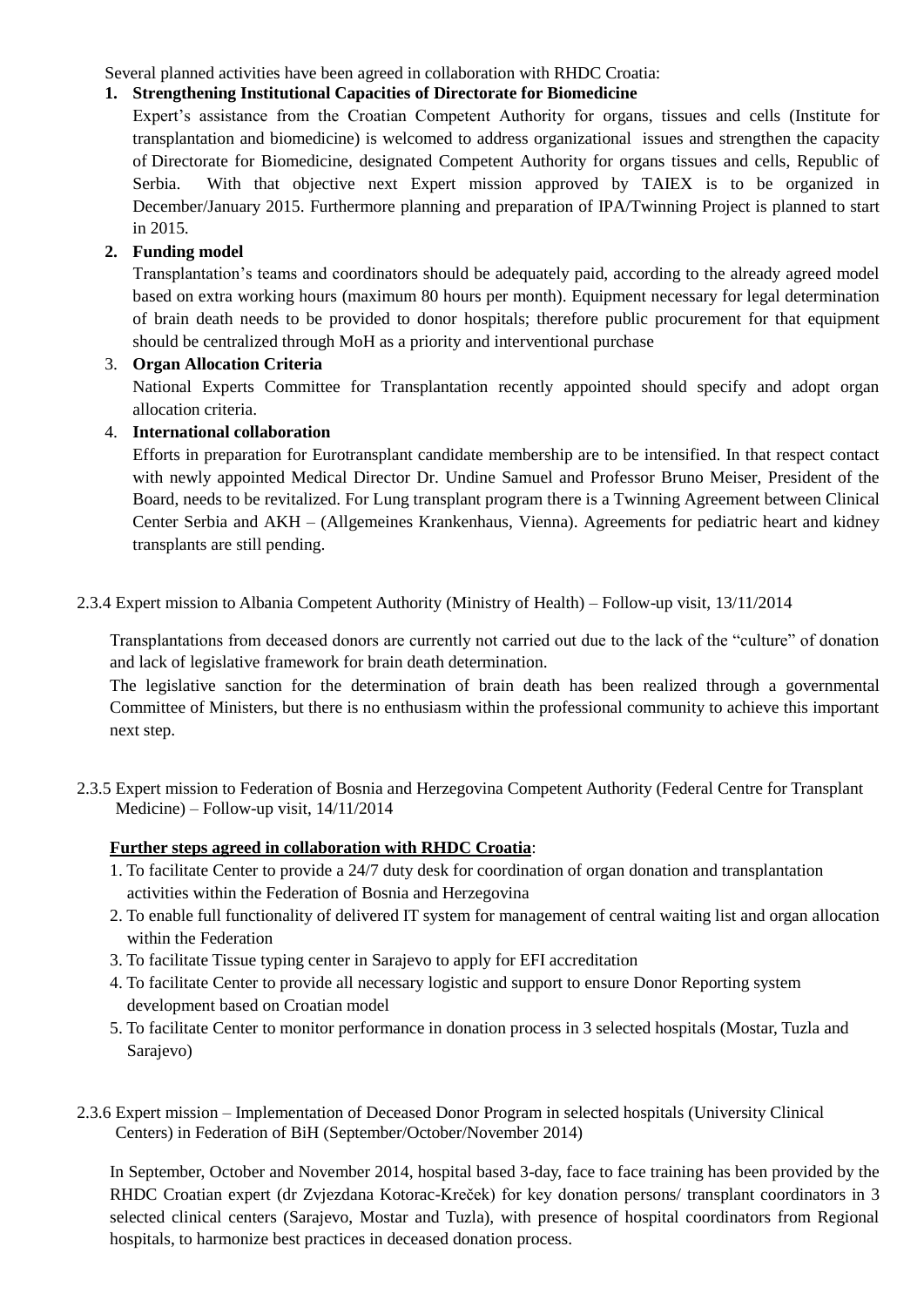Several planned activities have been agreed in collaboration with RHDC Croatia:

1. **Strengthening Institutional Capacities of Directorate for Biomedicine**

   Expert's assistance from the Croatian Competent Authority for organs, tissues and cells (Institute for transplantation and biomedicine) is welcomed to address organizational issues and strengthen the capacity of Directorate for Biomedicine, designated Competent Authority for organs tissues and cells, Republic of Serbia. With that objective next Expert mission approved by TAIEX is to be organized in December/January 2015. Furthermore planning and preparation of IPA/Twinning Project is planned to start in 2015.

2. **Funding model**

   Transplantation's teams and coordinators should be adequately paid, according to the already agreed model based on extra working hours (maximum 80 hours per month). Equipment necessary for legal determination of brain death needs to be provided to donor hospitals; therefore public procurement for that equipment should be centralized through MoH as a priority and interventional purchase

3. **Organ Allocation Criteria**

   National Experts Committee for Transplantation recently appointed should specify and adopt organ allocation criteria.

4. **International collaboration**

   Efforts in preparation for Eurotransplant candidate membership are to be intensified. In that respect contact with newly appointed Medical Director Dr. Undine Samuel and Professor Bruno Meiser, President of the Board, needs to be revitalized. For Lung transplant program there is a Twinning Agreement between Clinical Center Serbia and AKH – (Allgemeines Krankenhaus, Vienna). Agreements for pediatric heart and kidney transplants are still pending.

2.3.4 Expert mission to Albania Competent Authority (Ministry of Health) – Follow-up visit, 13/11/2014

Transplantations from deceased donors are currently not carried out due to the lack of the "culture" of donation and lack of legislative framework for brain death determination.

The legislative sanction for the determination of brain death has been realized through a governmental Committee of Ministers, but there is no enthusiasm within the professional community to achieve this important next step.

2.3.5 Expert mission to Federation of Bosnia and Herzegovina Competent Authority (Federal Centre for Transplant Medicine) – Follow-up visit, 14/11/2014

**Further steps agreed in collaboration with RHDC Croatia**:

1. To facilitate Center to provide a 24/7 duty desk for coordination of organ donation and transplantation activities within the Federation of Bosnia and Herzegovina
2. To enable full functionality of delivered IT system for management of central waiting list and organ allocation within the Federation
3. To facilitate Tissue typing center in Sarajevo to apply for EFI accreditation
4. To facilitate Center to provide all necessary logistic and support to ensure Donor Reporting system development based on Croatian model
5. To facilitate Center to monitor performance in donation process in 3 selected hospitals (Mostar, Tuzla and Sarajevo)

2.3.6 Expert mission – Implementation of Deceased Donor Program in selected hospitals (University Clinical Centers) in Federation of BiH (September/October/November 2014)

In September, October and November 2014, hospital based 3-day, face to face training has been provided by the RHDC Croatian expert (dr Zvjezdana Kotorac-Krešek) for key donation persons/ transplant coordinators in 3 selected clinical centers (Sarajevo, Mostar and Tuzla), with presence of hospital coordinators from Regional hospitals, to harmonize best practices in deceased donation process.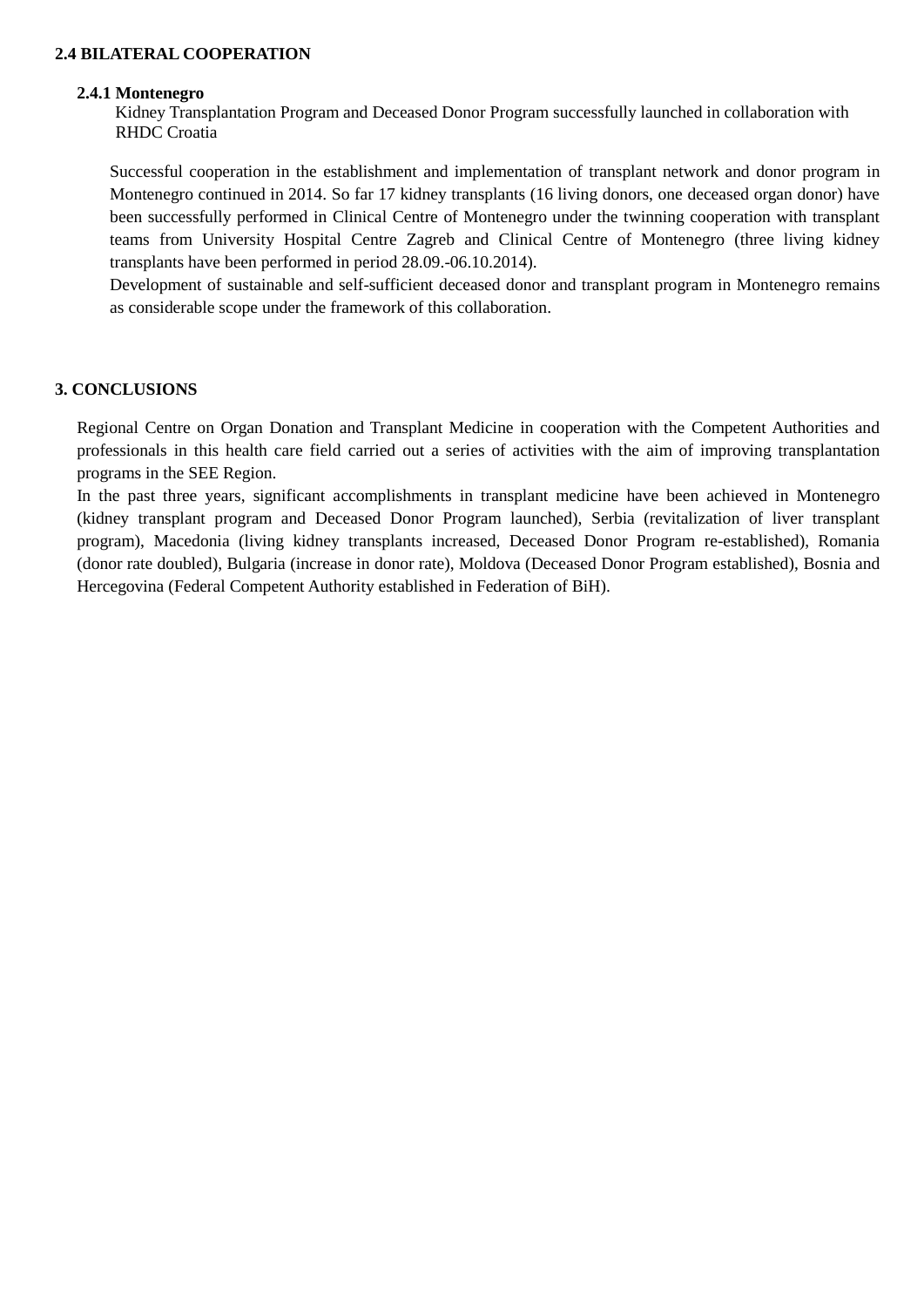## 2.4 BILATERAL COOPERATION

### 2.4.1 Montenegro

Kidney Transplantation Program and Deceased Donor Program successfully launched in collaboration with RHDC Croatia

Successful cooperation in the establishment and implementation of transplant network and donor program in Montenegro continued in 2014. So far 17 kidney transplants (16 living donors, one deceased organ donor) have been successfully performed in Clinical Centre of Montenegro under the twinning cooperation with transplant teams from University Hospital Centre Zagreb and Clinical Centre of Montenegro (three living kidney transplants have been performed in period 28.09.-06.10.2014).

Development of sustainable and self-sufficient deceased donor and transplant program in Montenegro remains as considerable scope under the framework of this collaboration.

## 3. CONCLUSIONS

Regional Centre on Organ Donation and Transplant Medicine in cooperation with the Competent Authorities and professionals in this health care field carried out a series of activities with the aim of improving transplantation programs in the SEE Region.

In the past three years, significant accomplishments in transplant medicine have been achieved in Montenegro (kidney transplant program and Deceased Donor Program launched), Serbia (revitalization of liver transplant program), Macedonia (living kidney transplants increased, Deceased Donor Program re-established), Romania (donor rate doubled), Bulgaria (increase in donor rate), Moldova (Deceased Donor Program established), Bosnia and Hercegovina (Federal Competent Authority established in Federation of BiH).